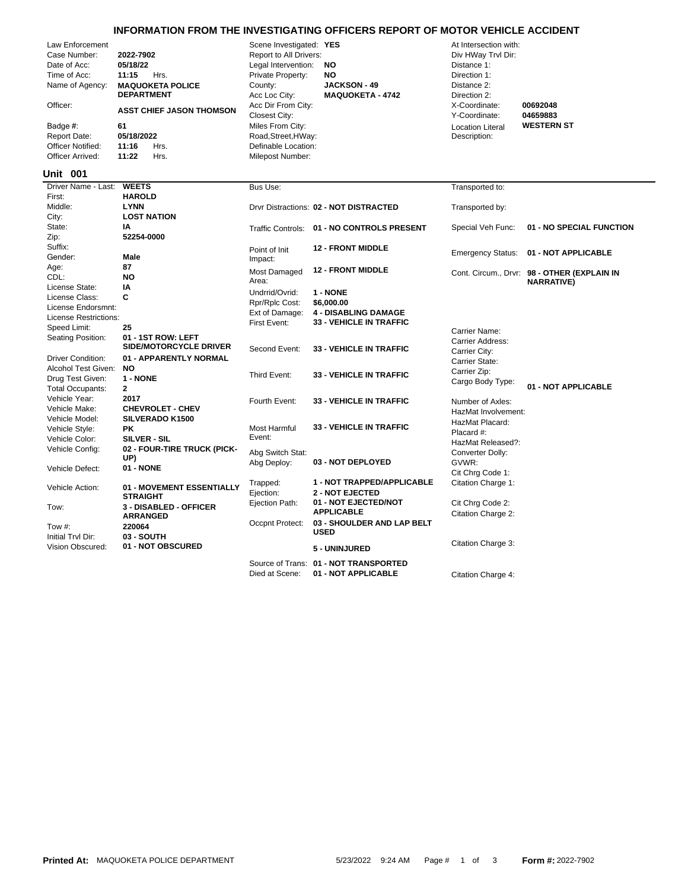# INFORMATION FROM THE INVESTIGATING OFFICERS REPORT OF MOTOR VEHICLE ACCIDENT

| Field | Value | Field | Value | Field | Value |
|---|---|---|---|---|---|
| Law Enforcement | | Scene Investigated: | YES | At Intersection with: | |
| Case Number: | 2022-7902 | Report to All Drivers: | | Div HWay Trvl Dir: | |
| Date of Acc: | 05/18/22 | Legal Intervention: | NO | Distance 1: | |
| Time of Acc: | 11:15 Hrs. | Private Property: | NO | Direction 1: | |
| Name of Agency: | MAQUOKETA POLICE DEPARTMENT | County: | JACKSON - 49 | Distance 2: | |
| | | Acc Loc City: | MAQUOKETA - 4742 | Direction 2: | |
| Officer: | ASST CHIEF JASON THOMSON | Acc Dir From City: | | X-Coordinate: | 00692048 |
| | | Closest City: | | Y-Coordinate: | 04659883 |
| Badge #: | 61 | Miles From City: | | Location Literal Description: | WESTERN ST |
| Report Date: | 05/18/2022 | Road,Street,HWay: | | | |
| Officer Notified: | 11:16 Hrs. | Definable Location: | | | |
| Officer Arrived: | 11:22 Hrs. | Milepost Number: | | | |

## Unit 001

| Field | Value | Field | Value | Field | Value |
|---|---|---|---|---|---|
| Driver Name - Last: | WEETS | Bus Use: | | Transported to: | |
| First: | HAROLD | | | | |
| Middle: | LYNN | Drvr Distractions: | 02 - NOT DISTRACTED | Transported by: | |
| City: | LOST NATION | | | | |
| State: | IA | Traffic Controls: | 01 - NO CONTROLS PRESENT | Special Veh Func: | 01 - NO SPECIAL FUNCTION |
| Zip: | 52254-0000 | | | | |
| Suffix: | | Point of Init Impact: | 12 - FRONT MIDDLE | Emergency Status: | 01 - NOT APPLICABLE |
| Gender: | Male | | | | |
| Age: | 87 | Most Damaged Area: | 12 - FRONT MIDDLE | Cont. Circum., Drvr: | 98 - OTHER (EXPLAIN IN NARRATIVE) |
| CDL: | NO | | | | |
| License State: | IA | Undrrid/Ovrid: | 1 - NONE | | |
| License Class: | C | Rpr/Rplc Cost: | $6,000.00 | | |
| License Endorsmnt: | | Ext of Damage: | 4 - DISABLING DAMAGE | | |
| License Restrictions: | | First Event: | 33 - VEHICLE IN TRAFFIC | | |
| Speed Limit: | 25 | | | Carrier Name: | |
| Seating Position: | 01 - 1ST ROW: LEFT SIDE/MOTORCYCLE DRIVER | | | Carrier Address: | |
| | | Second Event: | 33 - VEHICLE IN TRAFFIC | Carrier City: | |
| Driver Condition: | 01 - APPARENTLY NORMAL | | | Carrier State: | |
| Alcohol Test Given: | NO | Third Event: | 33 - VEHICLE IN TRAFFIC | Carrier Zip: | |
| Drug Test Given: | 1 - NONE | | | Cargo Body Type: | 01 - NOT APPLICABLE |
| Total Occupants: | 2 | | | | |
| Vehicle Year: | 2017 | Fourth Event: | 33 - VEHICLE IN TRAFFIC | Number of Axles: | |
| Vehicle Make: | CHEVROLET - CHEV | | | HazMat Involvement: | |
| Vehicle Model: | SILVERADO K1500 | | | HazMat Placard: | |
| Vehicle Style: | PK | Most Harmful Event: | 33 - VEHICLE IN TRAFFIC | Placard #: | |
| Vehicle Color: | SILVER - SIL | | | HazMat Released?: | |
| Vehicle Config: | 02 - FOUR-TIRE TRUCK (PICK-UP) | Abg Switch Stat: | | Converter Dolly: | |
| | | Abg Deploy: | 03 - NOT DEPLOYED | GVWR: | |
| Vehicle Defect: | 01 - NONE | | | Cit Chrg Code 1: | |
| Vehicle Action: | 01 - MOVEMENT ESSENTIALLY STRAIGHT | Trapped: | 1 - NOT TRAPPED/APPLICABLE | Citation Charge 1: | |
| | | Ejection: | 2 - NOT EJECTED | | |
| Tow: | 3 - DISABLED - OFFICER ARRANGED | Ejection Path: | 01 - NOT EJECTED/NOT APPLICABLE | Cit Chrg Code 2: | |
| | | | | Citation Charge 2: | |
| Tow #: | 220064 | Occpnt Protect: | 03 - SHOULDER AND LAP BELT USED | | |
| Initial Trvl Dir: | 03 - SOUTH | | | | |
| Vision Obscured: | 01 - NOT OBSCURED | | 5 - UNINJURED | Citation Charge 3: | |
| | | Source of Trans: | 01 - NOT TRANSPORTED | | |
| | | Died at Scene: | 01 - NOT APPLICABLE | Citation Charge 4: | |

**Printed At:** MAQUOKETA POLICE DEPARTMENT 5/23/2022 9:24 AM **Form #:** 2022-7902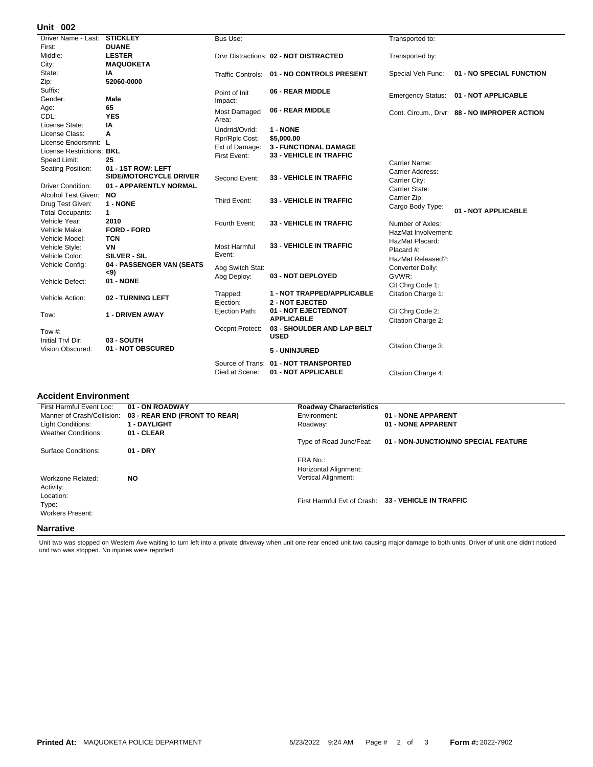## Unit 002

| Field | Value |
|---|---|
| Driver Name - Last: | **STICKLEY** |
| First: | **DUANE** |
| Middle: | **LESTER** |
| City: | **MAQUOKETA** |
| State: | **IA** |
| Zip: | **52060-0000** |
| Suffix: | |
| Gender: | **Male** |
| Age: | **65** |
| CDL: | **YES** |
| License State: | **IA** |
| License Class: | **A** |
| License Endorsmnt: | **L** |
| License Restrictions: | **BKL** |
| Speed Limit: | **25** |
| Seating Position: | **01 - 1ST ROW: LEFT SIDE/MOTORCYCLE DRIVER** |
| Driver Condition: | **01 - APPARENTLY NORMAL** |
| Alcohol Test Given: | **NO** |
| Drug Test Given: | **1 - NONE** |
| Total Occupants: | **1** |
| Vehicle Year: | **2010** |
| Vehicle Make: | **FORD - FORD** |
| Vehicle Model: | **TCN** |
| Vehicle Style: | **VN** |
| Vehicle Color: | **SILVER - SIL** |
| Vehicle Config: | **04 - PASSENGER VAN (SEATS <9)** |
| Vehicle Defect: | **01 - NONE** |
| Vehicle Action: | **02 - TURNING LEFT** |
| Tow: | **1 - DRIVEN AWAY** |
| Tow #: | |
| Initial Trvl Dir: | **03 - SOUTH** |
| Vision Obscured: | **01 - NOT OBSCURED** |

| Field | Value |
|---|---|
| Bus Use: | |
| Drvr Distractions: | **02 - NOT DISTRACTED** |
| Traffic Controls: | **01 - NO CONTROLS PRESENT** |
| Point of Init Impact: | **06 - REAR MIDDLE** |
| Most Damaged Area: | **06 - REAR MIDDLE** |
| Undrrid/Ovrid: | **1 - NONE** |
| Rpr/Rplc Cost: | **$5,000.00** |
| Ext of Damage: | **3 - FUNCTIONAL DAMAGE** |
| First Event: | **33 - VEHICLE IN TRAFFIC** |
| Second Event: | **33 - VEHICLE IN TRAFFIC** |
| Third Event: | **33 - VEHICLE IN TRAFFIC** |
| Fourth Event: | **33 - VEHICLE IN TRAFFIC** |
| Most Harmful Event: | **33 - VEHICLE IN TRAFFIC** |
| Abg Switch Stat: | |
| Abg Deploy: | **03 - NOT DEPLOYED** |
| Trapped: | **1 - NOT TRAPPED/APPLICABLE** |
| Ejection: | **2 - NOT EJECTED** |
| Ejection Path: | **01 - NOT EJECTED/NOT APPLICABLE** |
| Occpnt Protect: | **03 - SHOULDER AND LAP BELT USED** |
| | **5 - UNINJURED** |
| Source of Trans: | **01 - NOT TRANSPORTED** |
| Died at Scene: | **01 - NOT APPLICABLE** |

| Field | Value |
|---|---|
| Transported to: | |
| Transported by: | |
| Special Veh Func: | **01 - NO SPECIAL FUNCTION** |
| Emergency Status: | **01 - NOT APPLICABLE** |
| Cont. Circum., Drvr: | **88 - NO IMPROPER ACTION** |
| Carrier Name: | |
| Carrier Address: | |
| Carrier City: | |
| Carrier State: | |
| Carrier Zip: | |
| Cargo Body Type: | **01 - NOT APPLICABLE** |
| Number of Axles: | |
| HazMat Involvement: | |
| HazMat Placard: | |
| Placard #: | |
| HazMat Released?: | |
| Converter Dolly: | |
| GVWR: | |
| Cit Chrg Code 1: | |
| Citation Charge 1: | |
| Cit Chrg Code 2: | |
| Citation Charge 2: | |
| Citation Charge 3: | |
| Citation Charge 4: | |

## Accident Environment

| Field | Value |
|---|---|
| First Harmful Event Loc: | **01 - ON ROADWAY** |
| Manner of Crash/Collision: | **03 - REAR END (FRONT TO REAR)** |
| Light Conditions: | **1 - DAYLIGHT** |
| Weather Conditions: | **01 - CLEAR** |
| Surface Conditions: | **01 - DRY** |
| Workzone Related: | **NO** |
| Activity: | |
| Location: | |
| Type: | |
| Workers Present: | |

| **Roadway Characteristics** | |
|---|---|
| Environment: | **01 - NONE APPARENT** |
| Roadway: | **01 - NONE APPARENT** |
| Type of Road Junc/Feat: | **01 - NON-JUNCTION/NO SPECIAL FEATURE** |
| FRA No.: | |
| Horizontal Alignment: | |
| Vertical Alignment: | |
| First Harmful Evt of Crash: | **33 - VEHICLE IN TRAFFIC** |

## Narrative

Unit two was stopped on Western Ave waiting to turn left into a private driveway when unit one rear ended unit two causing major damage to both units. Driver of unit one didn't noticed unit two was stopped. No injuries were reported.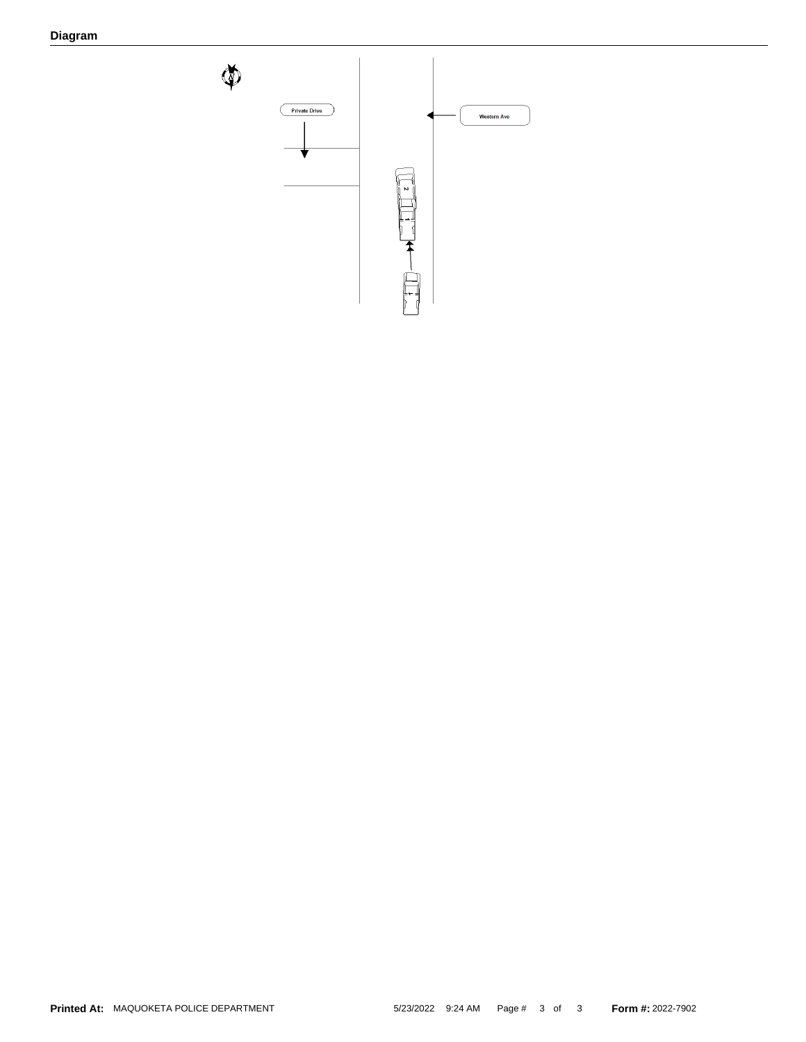**Diagram**

Private Drive

Western Ave

Printed At: MAQUOKETA POLICE DEPARTMENT 5/23/2022 9:24 AM Form #: 2022-7902